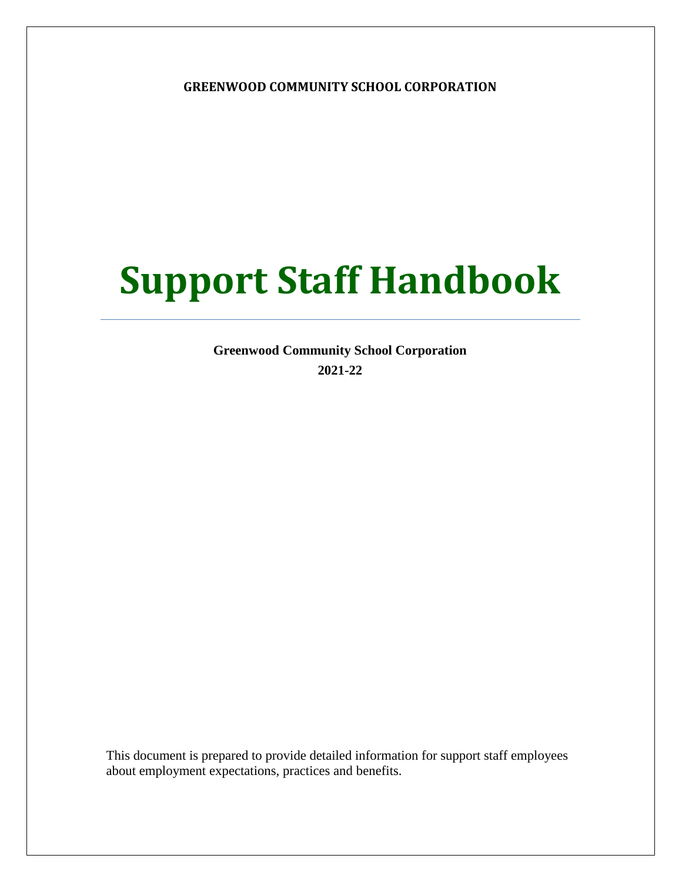**GREENWOOD COMMUNITY SCHOOL CORPORATION**

# Support Staff Handbook

**Greenwood Community School Corporation**

**2021-22**

This document is prepared to provide detailed information for support staff employees about employment expectations, practices and benefits.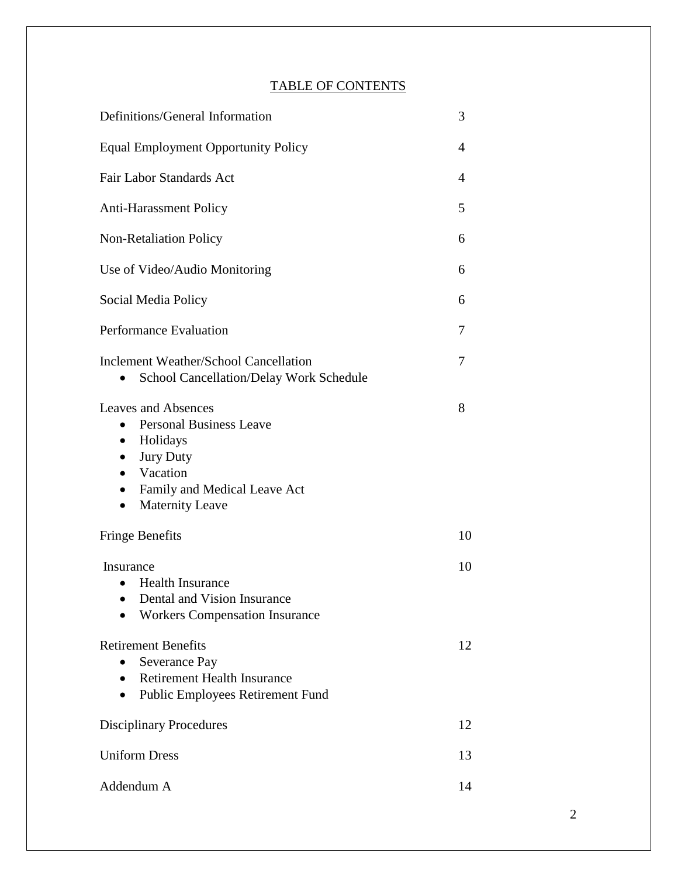# TABLE OF CONTENTS

| | |
|---|---|
| Definitions/General Information | 3 |
| Equal Employment Opportunity Policy | 4 |
| Fair Labor Standards Act | 4 |
| Anti-Harassment Policy | 5 |
| Non-Retaliation Policy | 6 |
| Use of Video/Audio Monitoring | 6 |
| Social Media Policy | 6 |
| Performance Evaluation | 7 |
| Inclement Weather/School Cancellation<br>• School Cancellation/Delay Work Schedule | 7 |
| Leaves and Absences<br>• Personal Business Leave<br>• Holidays<br>• Jury Duty<br>• Vacation<br>• Family and Medical Leave Act<br>• Maternity Leave | 8 |
| Fringe Benefits | 10 |
| Insurance<br>• Health Insurance<br>• Dental and Vision Insurance<br>• Workers Compensation Insurance | 10 |
| Retirement Benefits<br>• Severance Pay<br>• Retirement Health Insurance<br>• Public Employees Retirement Fund | 12 |
| Disciplinary Procedures | 12 |
| Uniform Dress | 13 |
| Addendum A | 14 |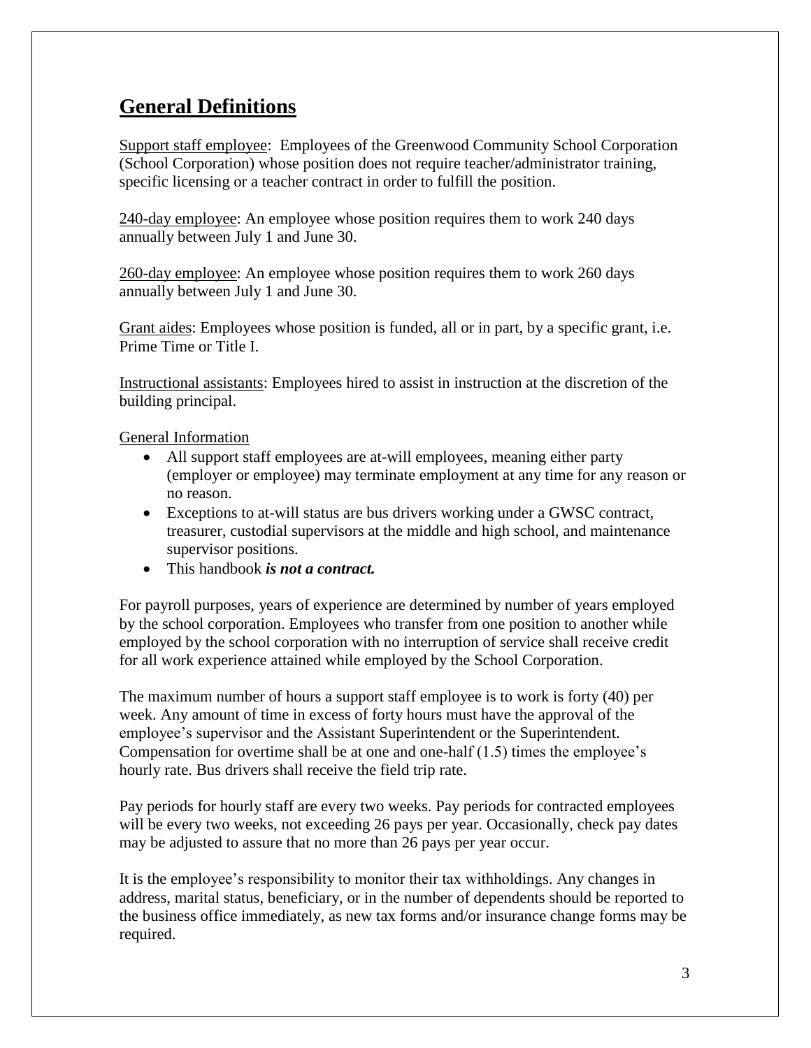## General Definitions

Support staff employee: Employees of the Greenwood Community School Corporation (School Corporation) whose position does not require teacher/administrator training, specific licensing or a teacher contract in order to fulfill the position.

240-day employee: An employee whose position requires them to work 240 days annually between July 1 and June 30.

260-day employee: An employee whose position requires them to work 260 days annually between July 1 and June 30.

Grant aides: Employees whose position is funded, all or in part, by a specific grant, i.e. Prime Time or Title I.

Instructional assistants: Employees hired to assist in instruction at the discretion of the building principal.

General Information

- All support staff employees are at-will employees, meaning either party (employer or employee) may terminate employment at any time for any reason or no reason.
- Exceptions to at-will status are bus drivers working under a GWSC contract, treasurer, custodial supervisors at the middle and high school, and maintenance supervisor positions.
- This handbook ***is not a contract.***

For payroll purposes, years of experience are determined by number of years employed by the school corporation. Employees who transfer from one position to another while employed by the school corporation with no interruption of service shall receive credit for all work experience attained while employed by the School Corporation.

The maximum number of hours a support staff employee is to work is forty (40) per week. Any amount of time in excess of forty hours must have the approval of the employee's supervisor and the Assistant Superintendent or the Superintendent. Compensation for overtime shall be at one and one-half (1.5) times the employee's hourly rate. Bus drivers shall receive the field trip rate.

Pay periods for hourly staff are every two weeks. Pay periods for contracted employees will be every two weeks, not exceeding 26 pays per year. Occasionally, check pay dates may be adjusted to assure that no more than 26 pays per year occur.

It is the employee's responsibility to monitor their tax withholdings. Any changes in address, marital status, beneficiary, or in the number of dependents should be reported to the business office immediately, as new tax forms and/or insurance change forms may be required.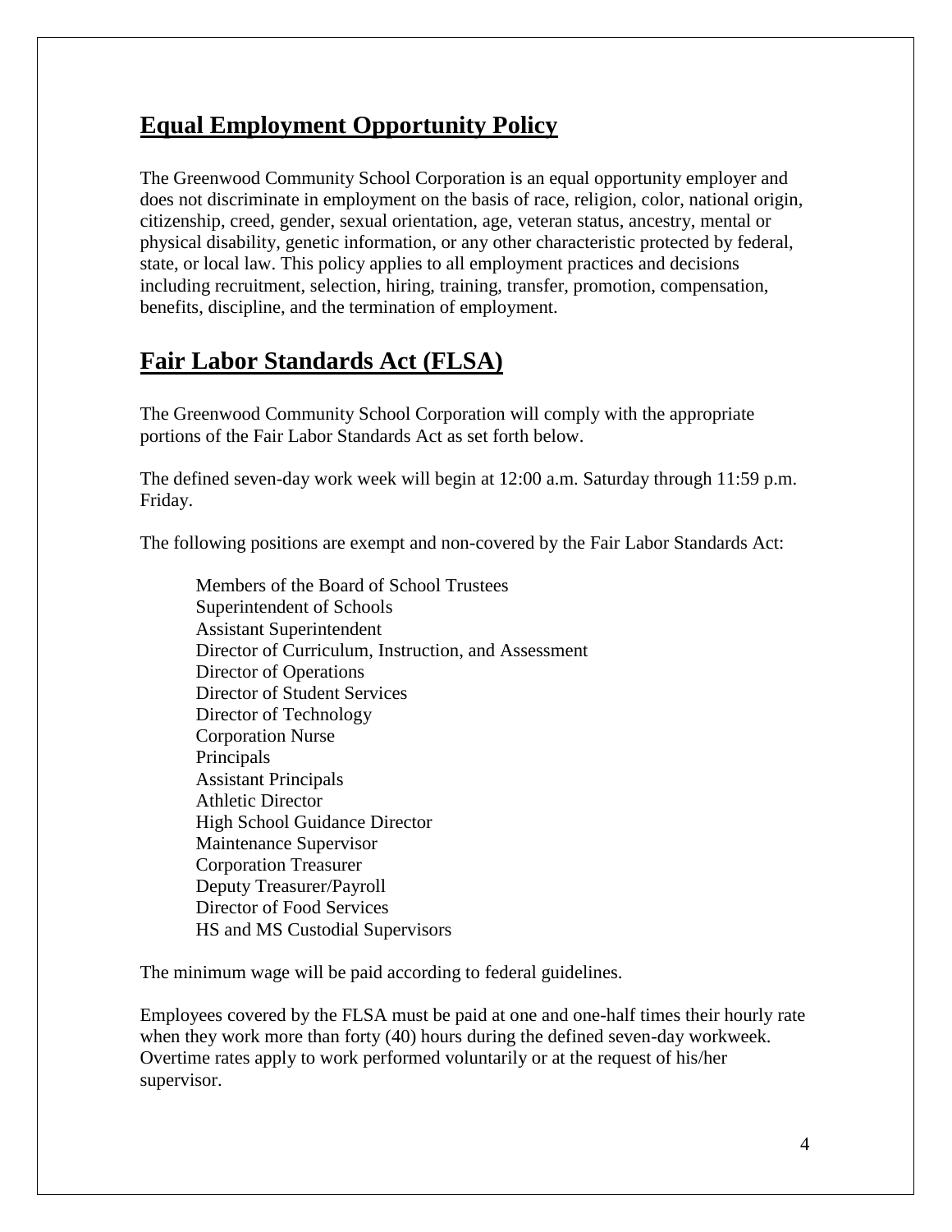## Equal Employment Opportunity Policy

The Greenwood Community School Corporation is an equal opportunity employer and does not discriminate in employment on the basis of race, religion, color, national origin, citizenship, creed, gender, sexual orientation, age, veteran status, ancestry, mental or physical disability, genetic information, or any other characteristic protected by federal, state, or local law. This policy applies to all employment practices and decisions including recruitment, selection, hiring, training, transfer, promotion, compensation, benefits, discipline, and the termination of employment.

## Fair Labor Standards Act (FLSA)

The Greenwood Community School Corporation will comply with the appropriate portions of the Fair Labor Standards Act as set forth below.

The defined seven-day work week will begin at 12:00 a.m. Saturday through 11:59 p.m. Friday.

The following positions are exempt and non-covered by the Fair Labor Standards Act:

- Members of the Board of School Trustees
- Superintendent of Schools
- Assistant Superintendent
- Director of Curriculum, Instruction, and Assessment
- Director of Operations
- Director of Student Services
- Director of Technology
- Corporation Nurse
- Principals
- Assistant Principals
- Athletic Director
- High School Guidance Director
- Maintenance Supervisor
- Corporation Treasurer
- Deputy Treasurer/Payroll
- Director of Food Services
- HS and MS Custodial Supervisors

The minimum wage will be paid according to federal guidelines.

Employees covered by the FLSA must be paid at one and one-half times their hourly rate when they work more than forty (40) hours during the defined seven-day workweek. Overtime rates apply to work performed voluntarily or at the request of his/her supervisor.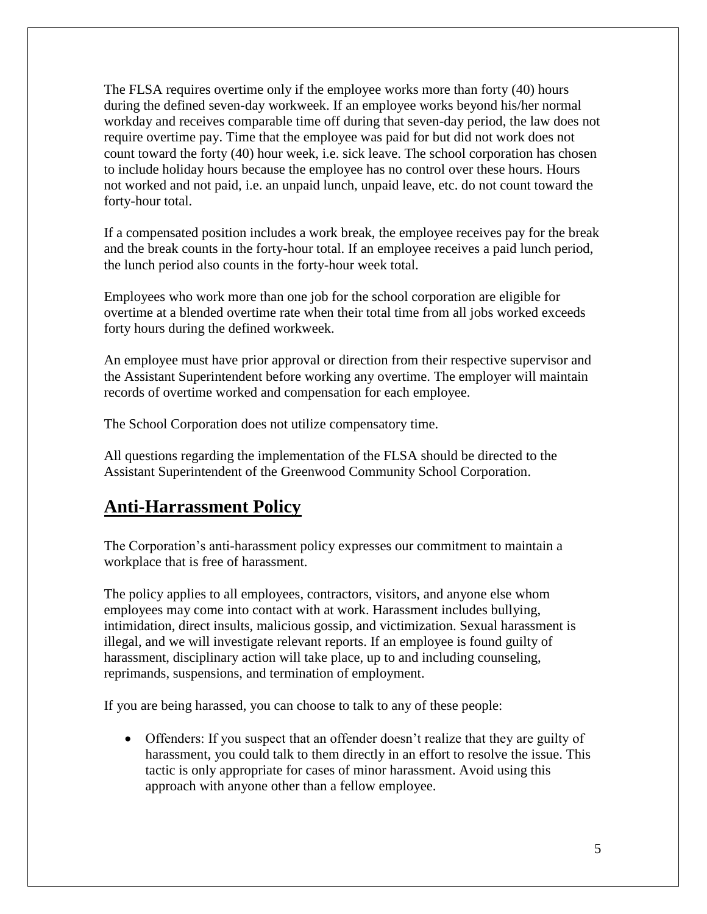The FLSA requires overtime only if the employee works more than forty (40) hours during the defined seven-day workweek. If an employee works beyond his/her normal workday and receives comparable time off during that seven-day period, the law does not require overtime pay. Time that the employee was paid for but did not work does not count toward the forty (40) hour week, i.e. sick leave. The school corporation has chosen to include holiday hours because the employee has no control over these hours. Hours not worked and not paid, i.e. an unpaid lunch, unpaid leave, etc. do not count toward the forty-hour total.

If a compensated position includes a work break, the employee receives pay for the break and the break counts in the forty-hour total. If an employee receives a paid lunch period, the lunch period also counts in the forty-hour week total.

Employees who work more than one job for the school corporation are eligible for overtime at a blended overtime rate when their total time from all jobs worked exceeds forty hours during the defined workweek.

An employee must have prior approval or direction from their respective supervisor and the Assistant Superintendent before working any overtime. The employer will maintain records of overtime worked and compensation for each employee.

The School Corporation does not utilize compensatory time.

All questions regarding the implementation of the FLSA should be directed to the Assistant Superintendent of the Greenwood Community School Corporation.

## **Anti-Harrassment Policy**

The Corporation's anti-harassment policy expresses our commitment to maintain a workplace that is free of harassment.

The policy applies to all employees, contractors, visitors, and anyone else whom employees may come into contact with at work. Harassment includes bullying, intimidation, direct insults, malicious gossip, and victimization. Sexual harassment is illegal, and we will investigate relevant reports. If an employee is found guilty of harassment, disciplinary action will take place, up to and including counseling, reprimands, suspensions, and termination of employment.

If you are being harassed, you can choose to talk to any of these people:

- Offenders: If you suspect that an offender doesn't realize that they are guilty of harassment, you could talk to them directly in an effort to resolve the issue. This tactic is only appropriate for cases of minor harassment. Avoid using this approach with anyone other than a fellow employee.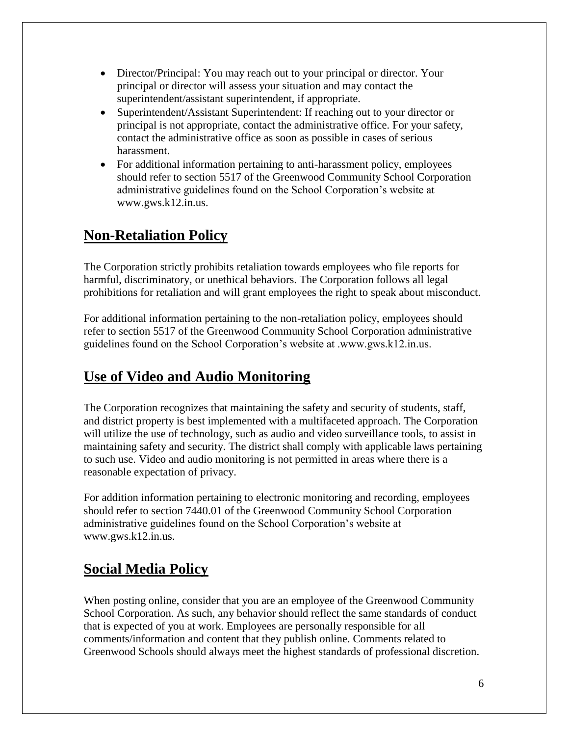- Director/Principal: You may reach out to your principal or director. Your principal or director will assess your situation and may contact the superintendent/assistant superintendent, if appropriate.
- Superintendent/Assistant Superintendent: If reaching out to your director or principal is not appropriate, contact the administrative office. For your safety, contact the administrative office as soon as possible in cases of serious harassment.
- For additional information pertaining to anti-harassment policy, employees should refer to section 5517 of the Greenwood Community School Corporation administrative guidelines found on the School Corporation's website at www.gws.k12.in.us.

## Non-Retaliation Policy

The Corporation strictly prohibits retaliation towards employees who file reports for harmful, discriminatory, or unethical behaviors. The Corporation follows all legal prohibitions for retaliation and will grant employees the right to speak about misconduct.

For additional information pertaining to the non-retaliation policy, employees should refer to section 5517 of the Greenwood Community School Corporation administrative guidelines found on the School Corporation's website at .www.gws.k12.in.us.

## Use of Video and Audio Monitoring

The Corporation recognizes that maintaining the safety and security of students, staff, and district property is best implemented with a multifaceted approach. The Corporation will utilize the use of technology, such as audio and video surveillance tools, to assist in maintaining safety and security. The district shall comply with applicable laws pertaining to such use. Video and audio monitoring is not permitted in areas where there is a reasonable expectation of privacy.

For addition information pertaining to electronic monitoring and recording, employees should refer to section 7440.01 of the Greenwood Community School Corporation administrative guidelines found on the School Corporation's website at www.gws.k12.in.us.

## Social Media Policy

When posting online, consider that you are an employee of the Greenwood Community School Corporation. As such, any behavior should reflect the same standards of conduct that is expected of you at work. Employees are personally responsible for all comments/information and content that they publish online. Comments related to Greenwood Schools should always meet the highest standards of professional discretion.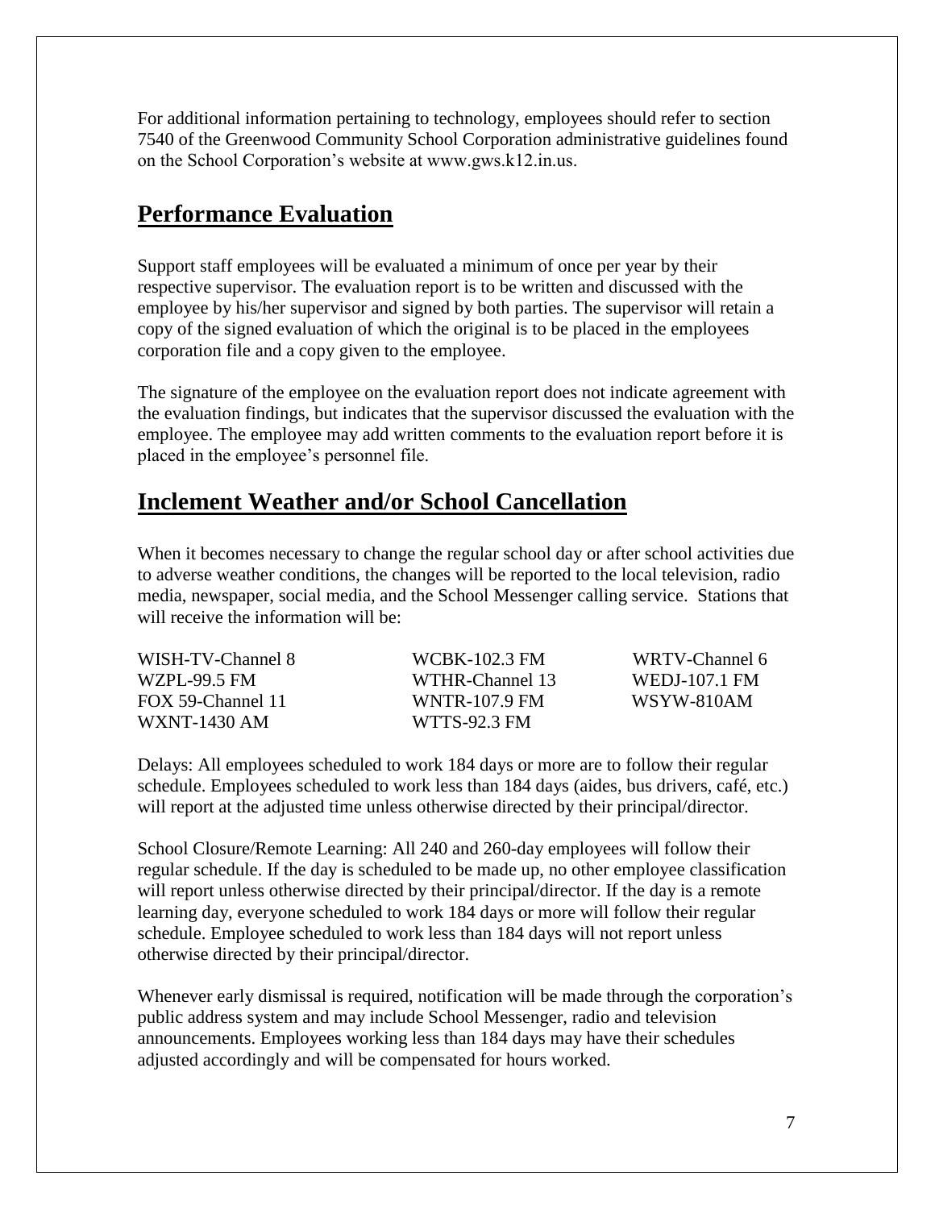For additional information pertaining to technology, employees should refer to section 7540 of the Greenwood Community School Corporation administrative guidelines found on the School Corporation's website at www.gws.k12.in.us.

## Performance Evaluation

Support staff employees will be evaluated a minimum of once per year by their respective supervisor. The evaluation report is to be written and discussed with the employee by his/her supervisor and signed by both parties. The supervisor will retain a copy of the signed evaluation of which the original is to be placed in the employees corporation file and a copy given to the employee.

The signature of the employee on the evaluation report does not indicate agreement with the evaluation findings, but indicates that the supervisor discussed the evaluation with the employee. The employee may add written comments to the evaluation report before it is placed in the employee's personnel file.

## Inclement Weather and/or School Cancellation

When it becomes necessary to change the regular school day or after school activities due to adverse weather conditions, the changes will be reported to the local television, radio media, newspaper, social media, and the School Messenger calling service. Stations that will receive the information will be:

| | | |
|---|---|---|
| WISH-TV-Channel 8 | WCBK-102.3 FM | WRTV-Channel 6 |
| WZPL-99.5 FM | WTHR-Channel 13 | WEDJ-107.1 FM |
| FOX 59-Channel 11 | WNTR-107.9 FM | WSYW-810AM |
| WXNT-1430 AM | WTTS-92.3 FM | |

Delays: All employees scheduled to work 184 days or more are to follow their regular schedule. Employees scheduled to work less than 184 days (aides, bus drivers, café, etc.) will report at the adjusted time unless otherwise directed by their principal/director.

School Closure/Remote Learning: All 240 and 260-day employees will follow their regular schedule. If the day is scheduled to be made up, no other employee classification will report unless otherwise directed by their principal/director. If the day is a remote learning day, everyone scheduled to work 184 days or more will follow their regular schedule. Employee scheduled to work less than 184 days will not report unless otherwise directed by their principal/director.

Whenever early dismissal is required, notification will be made through the corporation's public address system and may include School Messenger, radio and television announcements. Employees working less than 184 days may have their schedules adjusted accordingly and will be compensated for hours worked.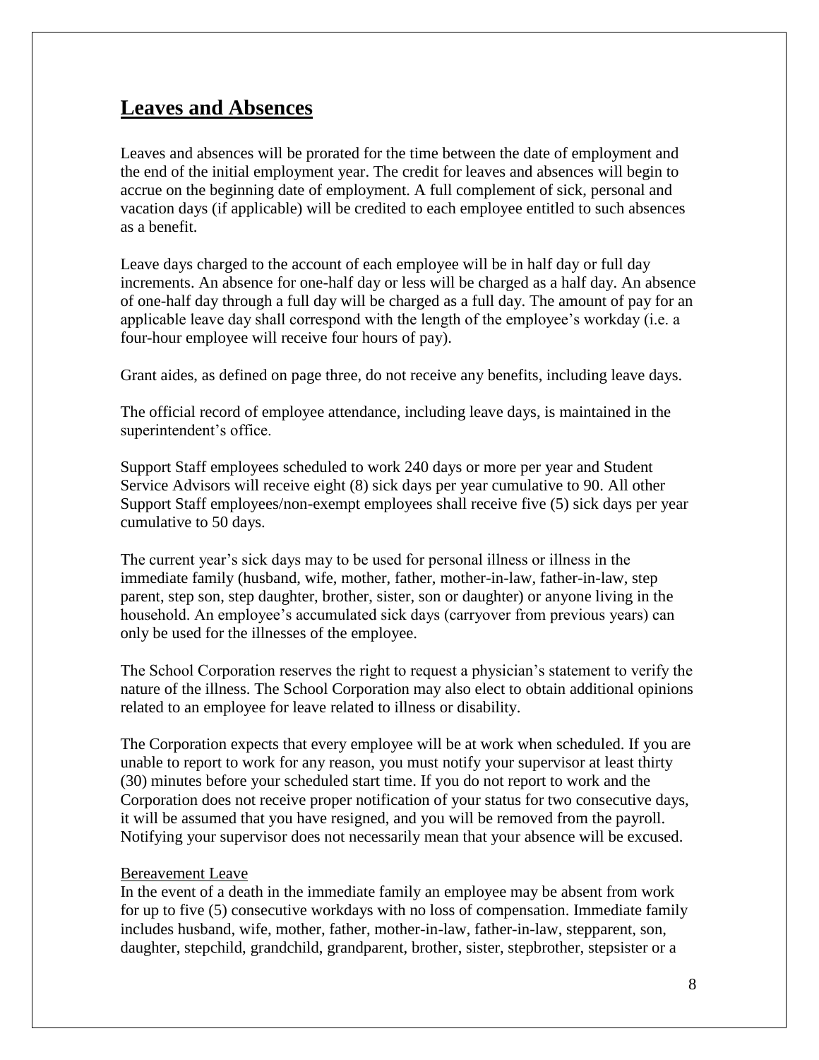# Leaves and Absences

Leaves and absences will be prorated for the time between the date of employment and the end of the initial employment year. The credit for leaves and absences will begin to accrue on the beginning date of employment. A full complement of sick, personal and vacation days (if applicable) will be credited to each employee entitled to such absences as a benefit.

Leave days charged to the account of each employee will be in half day or full day increments. An absence for one-half day or less will be charged as a half day. An absence of one-half day through a full day will be charged as a full day. The amount of pay for an applicable leave day shall correspond with the length of the employee's workday (i.e. a four-hour employee will receive four hours of pay).

Grant aides, as defined on page three, do not receive any benefits, including leave days.

The official record of employee attendance, including leave days, is maintained in the superintendent's office.

Support Staff employees scheduled to work 240 days or more per year and Student Service Advisors will receive eight (8) sick days per year cumulative to 90. All other Support Staff employees/non-exempt employees shall receive five (5) sick days per year cumulative to 50 days.

The current year's sick days may to be used for personal illness or illness in the immediate family (husband, wife, mother, father, mother-in-law, father-in-law, step parent, step son, step daughter, brother, sister, son or daughter) or anyone living in the household. An employee's accumulated sick days (carryover from previous years) can only be used for the illnesses of the employee.

The School Corporation reserves the right to request a physician's statement to verify the nature of the illness. The School Corporation may also elect to obtain additional opinions related to an employee for leave related to illness or disability.

The Corporation expects that every employee will be at work when scheduled. If you are unable to report to work for any reason, you must notify your supervisor at least thirty (30) minutes before your scheduled start time. If you do not report to work and the Corporation does not receive proper notification of your status for two consecutive days, it will be assumed that you have resigned, and you will be removed from the payroll. Notifying your supervisor does not necessarily mean that your absence will be excused.

## Bereavement Leave

In the event of a death in the immediate family an employee may be absent from work for up to five (5) consecutive workdays with no loss of compensation. Immediate family includes husband, wife, mother, father, mother-in-law, father-in-law, stepparent, son, daughter, stepchild, grandchild, grandparent, brother, sister, stepbrother, stepsister or a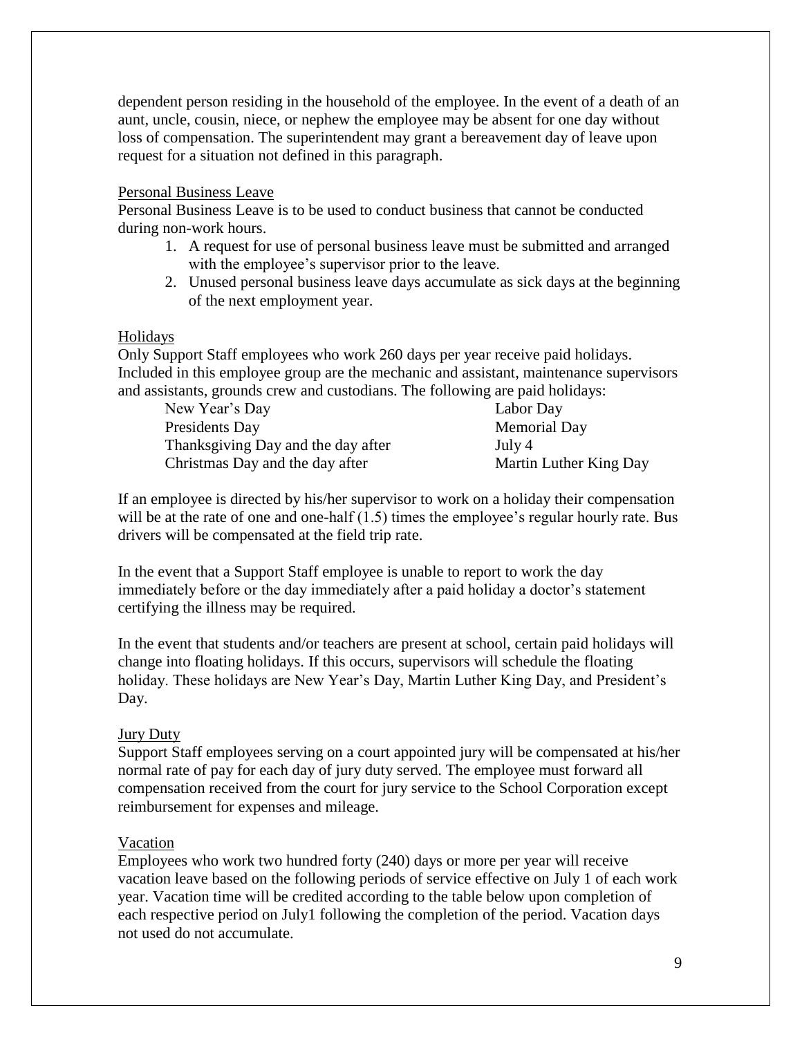dependent person residing in the household of the employee. In the event of a death of an aunt, uncle, cousin, niece, or nephew the employee may be absent for one day without loss of compensation. The superintendent may grant a bereavement day of leave upon request for a situation not defined in this paragraph.

### Personal Business Leave

Personal Business Leave is to be used to conduct business that cannot be conducted during non-work hours.

1. A request for use of personal business leave must be submitted and arranged with the employee's supervisor prior to the leave.
2. Unused personal business leave days accumulate as sick days at the beginning of the next employment year.

### Holidays

Only Support Staff employees who work 260 days per year receive paid holidays. Included in this employee group are the mechanic and assistant, maintenance supervisors and assistants, grounds crew and custodians. The following are paid holidays:

| | |
|---|---|
| New Year's Day | Labor Day |
| Presidents Day | Memorial Day |
| Thanksgiving Day and the day after | July 4 |
| Christmas Day and the day after | Martin Luther King Day |

If an employee is directed by his/her supervisor to work on a holiday their compensation will be at the rate of one and one-half (1.5) times the employee's regular hourly rate. Bus drivers will be compensated at the field trip rate.

In the event that a Support Staff employee is unable to report to work the day immediately before or the day immediately after a paid holiday a doctor's statement certifying the illness may be required.

In the event that students and/or teachers are present at school, certain paid holidays will change into floating holidays. If this occurs, supervisors will schedule the floating holiday. These holidays are New Year's Day, Martin Luther King Day, and President's Day.

### Jury Duty

Support Staff employees serving on a court appointed jury will be compensated at his/her normal rate of pay for each day of jury duty served. The employee must forward all compensation received from the court for jury service to the School Corporation except reimbursement for expenses and mileage.

### Vacation

Employees who work two hundred forty (240) days or more per year will receive vacation leave based on the following periods of service effective on July 1 of each work year. Vacation time will be credited according to the table below upon completion of each respective period on July1 following the completion of the period. Vacation days not used do not accumulate.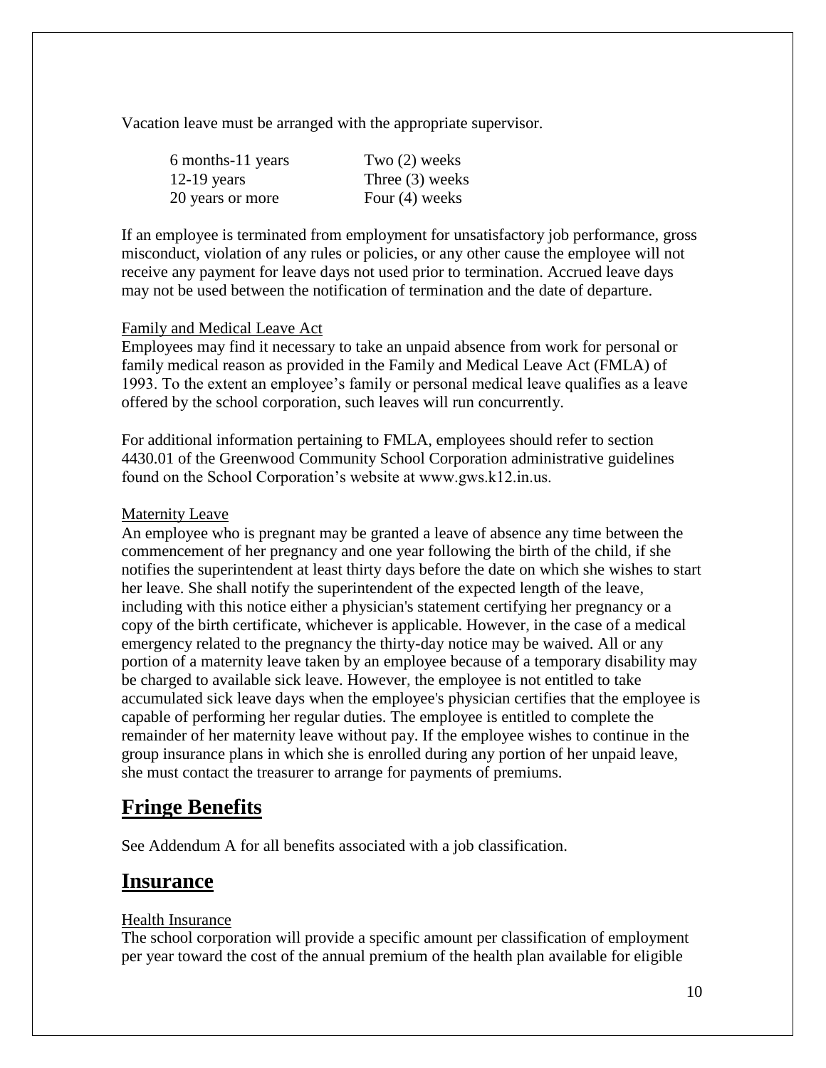Vacation leave must be arranged with the appropriate supervisor.

| | |
|---|---|
| 6 months-11 years | Two (2) weeks |
| 12-19 years | Three (3) weeks |
| 20 years or more | Four (4) weeks |

If an employee is terminated from employment for unsatisfactory job performance, gross misconduct, violation of any rules or policies, or any other cause the employee will not receive any payment for leave days not used prior to termination. Accrued leave days may not be used between the notification of termination and the date of departure.

<u>Family and Medical Leave Act</u>

Employees may find it necessary to take an unpaid absence from work for personal or family medical reason as provided in the Family and Medical Leave Act (FMLA) of 1993. To the extent an employee's family or personal medical leave qualifies as a leave offered by the school corporation, such leaves will run concurrently.

For additional information pertaining to FMLA, employees should refer to section 4430.01 of the Greenwood Community School Corporation administrative guidelines found on the School Corporation's website at www.gws.k12.in.us.

<u>Maternity Leave</u>

An employee who is pregnant may be granted a leave of absence any time between the commencement of her pregnancy and one year following the birth of the child, if she notifies the superintendent at least thirty days before the date on which she wishes to start her leave. She shall notify the superintendent of the expected length of the leave, including with this notice either a physician's statement certifying her pregnancy or a copy of the birth certificate, whichever is applicable. However, in the case of a medical emergency related to the pregnancy the thirty-day notice may be waived. All or any portion of a maternity leave taken by an employee because of a temporary disability may be charged to available sick leave. However, the employee is not entitled to take accumulated sick leave days when the employee's physician certifies that the employee is capable of performing her regular duties. The employee is entitled to complete the remainder of her maternity leave without pay. If the employee wishes to continue in the group insurance plans in which she is enrolled during any portion of her unpaid leave, she must contact the treasurer to arrange for payments of premiums.

## Fringe Benefits

See Addendum A for all benefits associated with a job classification.

## Insurance

<u>Health Insurance</u>

The school corporation will provide a specific amount per classification of employment per year toward the cost of the annual premium of the health plan available for eligible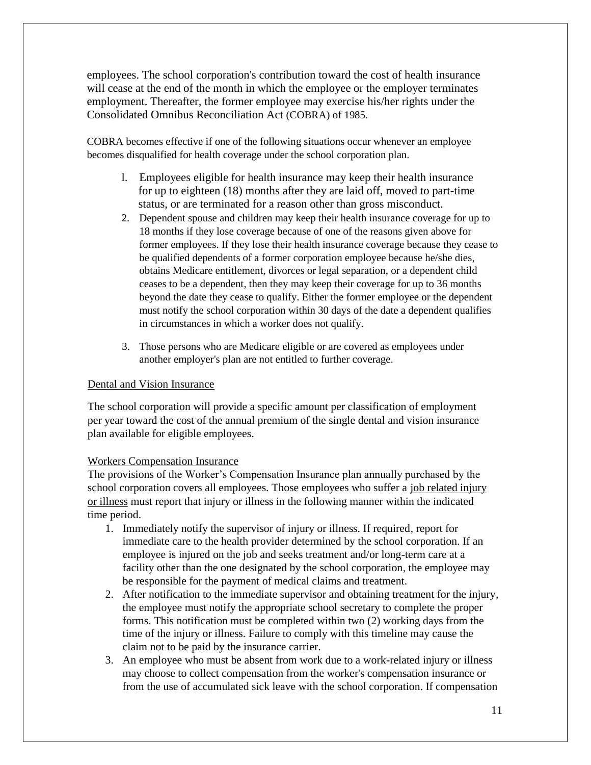employees. The school corporation's contribution toward the cost of health insurance will cease at the end of the month in which the employee or the employer terminates employment. Thereafter, the former employee may exercise his/her rights under the Consolidated Omnibus Reconciliation Act (COBRA) of 1985.

COBRA becomes effective if one of the following situations occur whenever an employee becomes disqualified for health coverage under the school corporation plan.

1. Employees eligible for health insurance may keep their health insurance for up to eighteen (18) months after they are laid off, moved to part-time status, or are terminated for a reason other than gross misconduct.
2. Dependent spouse and children may keep their health insurance coverage for up to 18 months if they lose coverage because of one of the reasons given above for former employees. If they lose their health insurance coverage because they cease to be qualified dependents of a former corporation employee because he/she dies, obtains Medicare entitlement, divorces or legal separation, or a dependent child ceases to be a dependent, then they may keep their coverage for up to 36 months beyond the date they cease to qualify. Either the former employee or the dependent must notify the school corporation within 30 days of the date a dependent qualifies in circumstances in which a worker does not qualify.
3. Those persons who are Medicare eligible or are covered as employees under another employer's plan are not entitled to further coverage.

Dental and Vision Insurance

The school corporation will provide a specific amount per classification of employment per year toward the cost of the annual premium of the single dental and vision insurance plan available for eligible employees.

Workers Compensation Insurance

The provisions of the Worker's Compensation Insurance plan annually purchased by the school corporation covers all employees. Those employees who suffer a job related injury or illness must report that injury or illness in the following manner within the indicated time period.

1. Immediately notify the supervisor of injury or illness. If required, report for immediate care to the health provider determined by the school corporation. If an employee is injured on the job and seeks treatment and/or long-term care at a facility other than the one designated by the school corporation, the employee may be responsible for the payment of medical claims and treatment.
2. After notification to the immediate supervisor and obtaining treatment for the injury, the employee must notify the appropriate school secretary to complete the proper forms. This notification must be completed within two (2) working days from the time of the injury or illness. Failure to comply with this timeline may cause the claim not to be paid by the insurance carrier.
3. An employee who must be absent from work due to a work-related injury or illness may choose to collect compensation from the worker's compensation insurance or from the use of accumulated sick leave with the school corporation. If compensation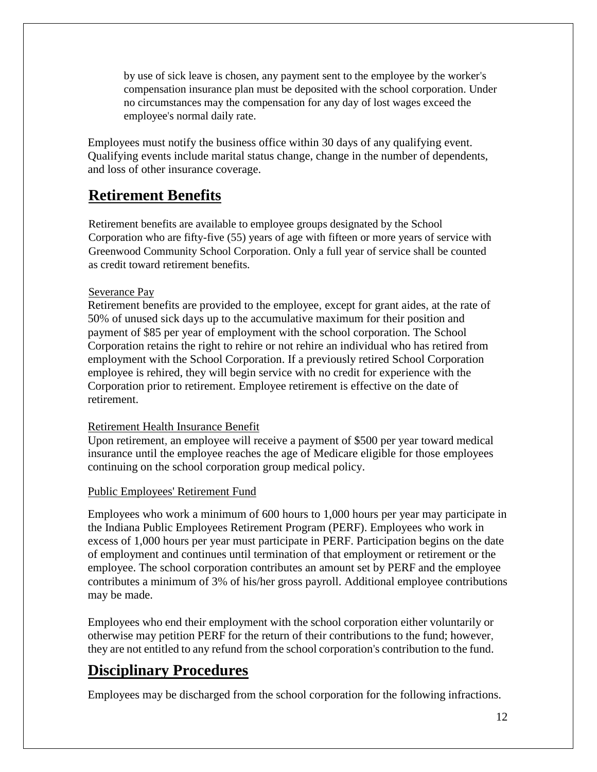by use of sick leave is chosen, any payment sent to the employee by the worker's compensation insurance plan must be deposited with the school corporation. Under no circumstances may the compensation for any day of lost wages exceed the employee's normal daily rate.

Employees must notify the business office within 30 days of any qualifying event. Qualifying events include marital status change, change in the number of dependents, and loss of other insurance coverage.

## Retirement Benefits

Retirement benefits are available to employee groups designated by the School Corporation who are fifty-five (55) years of age with fifteen or more years of service with Greenwood Community School Corporation. Only a full year of service shall be counted as credit toward retirement benefits.

Severance Pay

Retirement benefits are provided to the employee, except for grant aides, at the rate of 50% of unused sick days up to the accumulative maximum for their position and payment of $85 per year of employment with the school corporation. The School Corporation retains the right to rehire or not rehire an individual who has retired from employment with the School Corporation. If a previously retired School Corporation employee is rehired, they will begin service with no credit for experience with the Corporation prior to retirement. Employee retirement is effective on the date of retirement.

Retirement Health Insurance Benefit

Upon retirement, an employee will receive a payment of $500 per year toward medical insurance until the employee reaches the age of Medicare eligible for those employees continuing on the school corporation group medical policy.

Public Employees' Retirement Fund

Employees who work a minimum of 600 hours to 1,000 hours per year may participate in the Indiana Public Employees Retirement Program (PERF). Employees who work in excess of 1,000 hours per year must participate in PERF. Participation begins on the date of employment and continues until termination of that employment or retirement or the employee. The school corporation contributes an amount set by PERF and the employee contributes a minimum of 3% of his/her gross payroll. Additional employee contributions may be made.

Employees who end their employment with the school corporation either voluntarily or otherwise may petition PERF for the return of their contributions to the fund; however, they are not entitled to any refund from the school corporation's contribution to the fund.

## Disciplinary Procedures

Employees may be discharged from the school corporation for the following infractions.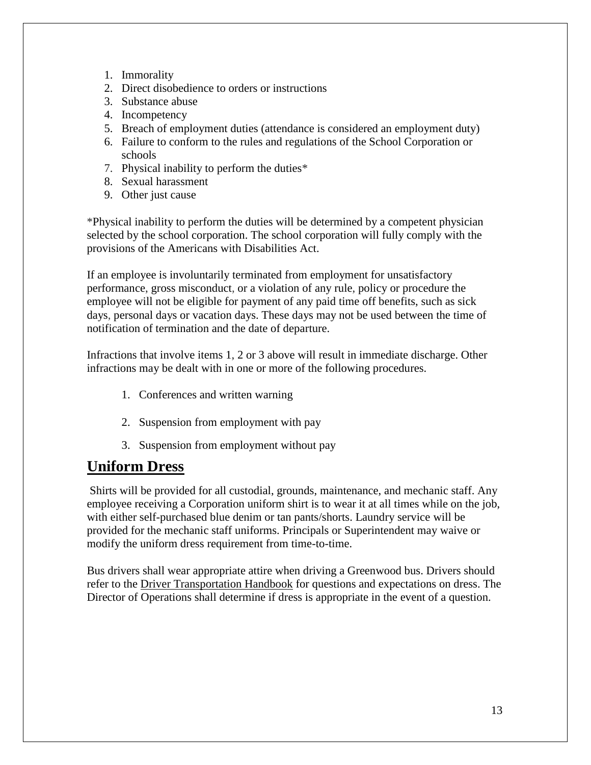1. Immorality
2. Direct disobedience to orders or instructions
3. Substance abuse
4. Incompetency
5. Breach of employment duties (attendance is considered an employment duty)
6. Failure to conform to the rules and regulations of the School Corporation or schools
7. Physical inability to perform the duties*
8. Sexual harassment
9. Other just cause

*Physical inability to perform the duties will be determined by a competent physician selected by the school corporation. The school corporation will fully comply with the provisions of the Americans with Disabilities Act.

If an employee is involuntarily terminated from employment for unsatisfactory performance, gross misconduct, or a violation of any rule, policy or procedure the employee will not be eligible for payment of any paid time off benefits, such as sick days, personal days or vacation days. These days may not be used between the time of notification of termination and the date of departure.

Infractions that involve items 1, 2 or 3 above will result in immediate discharge. Other infractions may be dealt with in one or more of the following procedures.

1. Conferences and written warning
2. Suspension from employment with pay
3. Suspension from employment without pay

## Uniform Dress

Shirts will be provided for all custodial, grounds, maintenance, and mechanic staff. Any employee receiving a Corporation uniform shirt is to wear it at all times while on the job, with either self-purchased blue denim or tan pants/shorts. Laundry service will be provided for the mechanic staff uniforms. Principals or Superintendent may waive or modify the uniform dress requirement from time-to-time.

Bus drivers shall wear appropriate attire when driving a Greenwood bus. Drivers should refer to the Driver Transportation Handbook for questions and expectations on dress. The Director of Operations shall determine if dress is appropriate in the event of a question.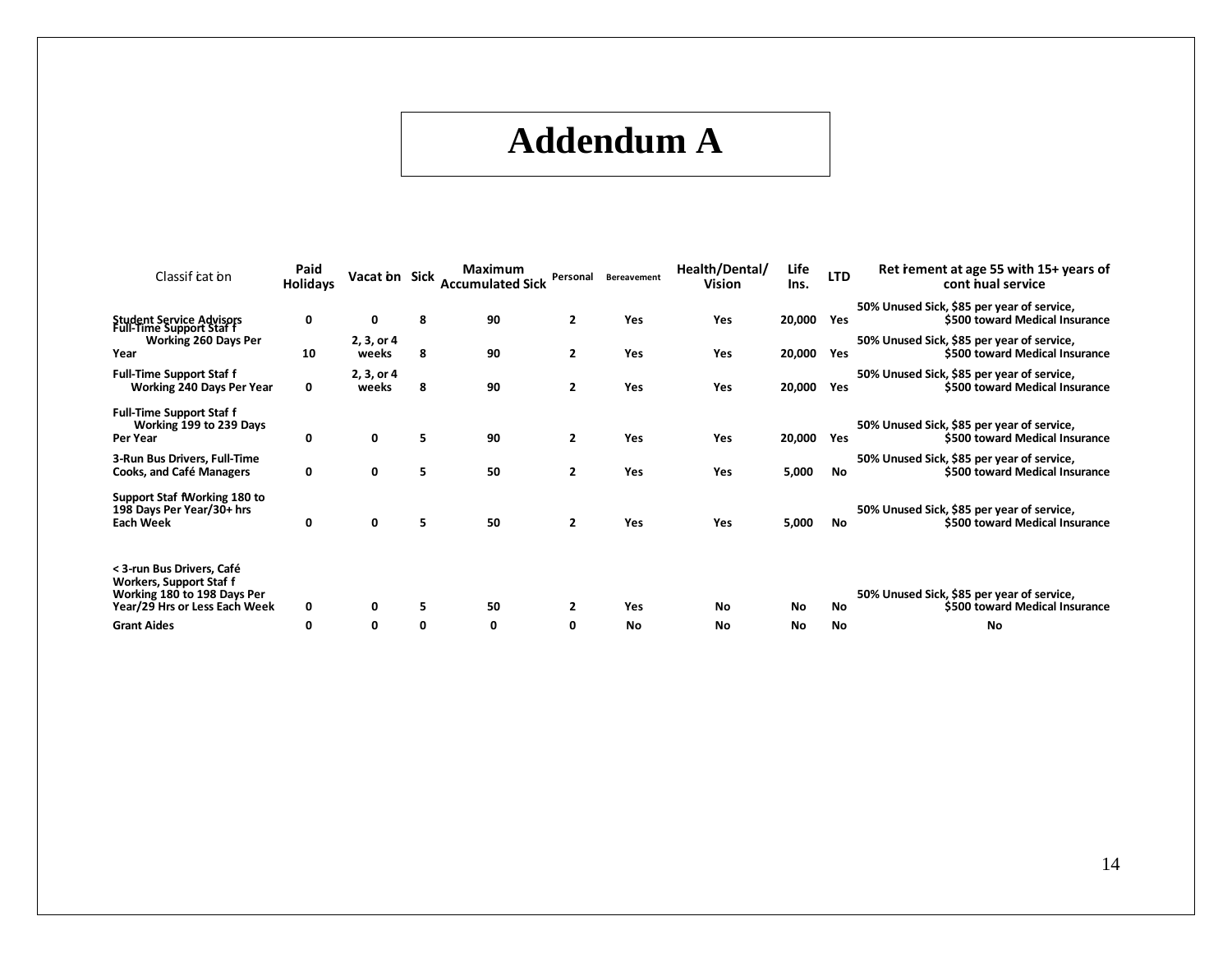# Addendum A

| Classification | Paid Holidays | Vacation | Sick | Maximum Accumulated Sick | Personal | Bereavement | Health/Dental/ Vision | Life Ins. | LTD | Retirement at age 55 with 15+ years of continual service |
|---|---|---|---|---|---|---|---|---|---|---|
| Student Service Advisors | 0 | 0 | 8 | 90 | 2 | Yes | Yes | 20,000 | Yes | 50% Unused Sick, $85 per year of service, $500 toward Medical Insurance |
| Full-Time Support Staff Working 260 Days Per Year | 10 | 2, 3, or 4 weeks | 8 | 90 | 2 | Yes | Yes | 20,000 | Yes | 50% Unused Sick, $85 per year of service, $500 toward Medical Insurance |
| Full-Time Support Staff Working 240 Days Per Year | 0 | 2, 3, or 4 weeks | 8 | 90 | 2 | Yes | Yes | 20,000 | Yes | 50% Unused Sick, $85 per year of service, $500 toward Medical Insurance |
| Full-Time Support Staff Working 199 to 239 Days Per Year | 0 | 0 | 5 | 90 | 2 | Yes | Yes | 20,000 | Yes | 50% Unused Sick, $85 per year of service, $500 toward Medical Insurance |
| 3-Run Bus Drivers, Full-Time Cooks, and Café Managers | 0 | 0 | 5 | 50 | 2 | Yes | Yes | 5,000 | No | 50% Unused Sick, $85 per year of service, $500 toward Medical Insurance |
| Support Staff Working 180 to 198 Days Per Year/30+ hrs Each Week | 0 | 0 | 5 | 50 | 2 | Yes | Yes | 5,000 | No | 50% Unused Sick, $85 per year of service, $500 toward Medical Insurance |
| < 3-run Bus Drivers, Café Workers, Support Staff Working 180 to 198 Days Per Year/29 Hrs or Less Each Week | 0 | 0 | 5 | 50 | 2 | Yes | No | No | No | 50% Unused Sick, $85 per year of service, $500 toward Medical Insurance |
| Grant Aides | 0 | 0 | 0 | 0 | 0 | No | No | No | No | No |